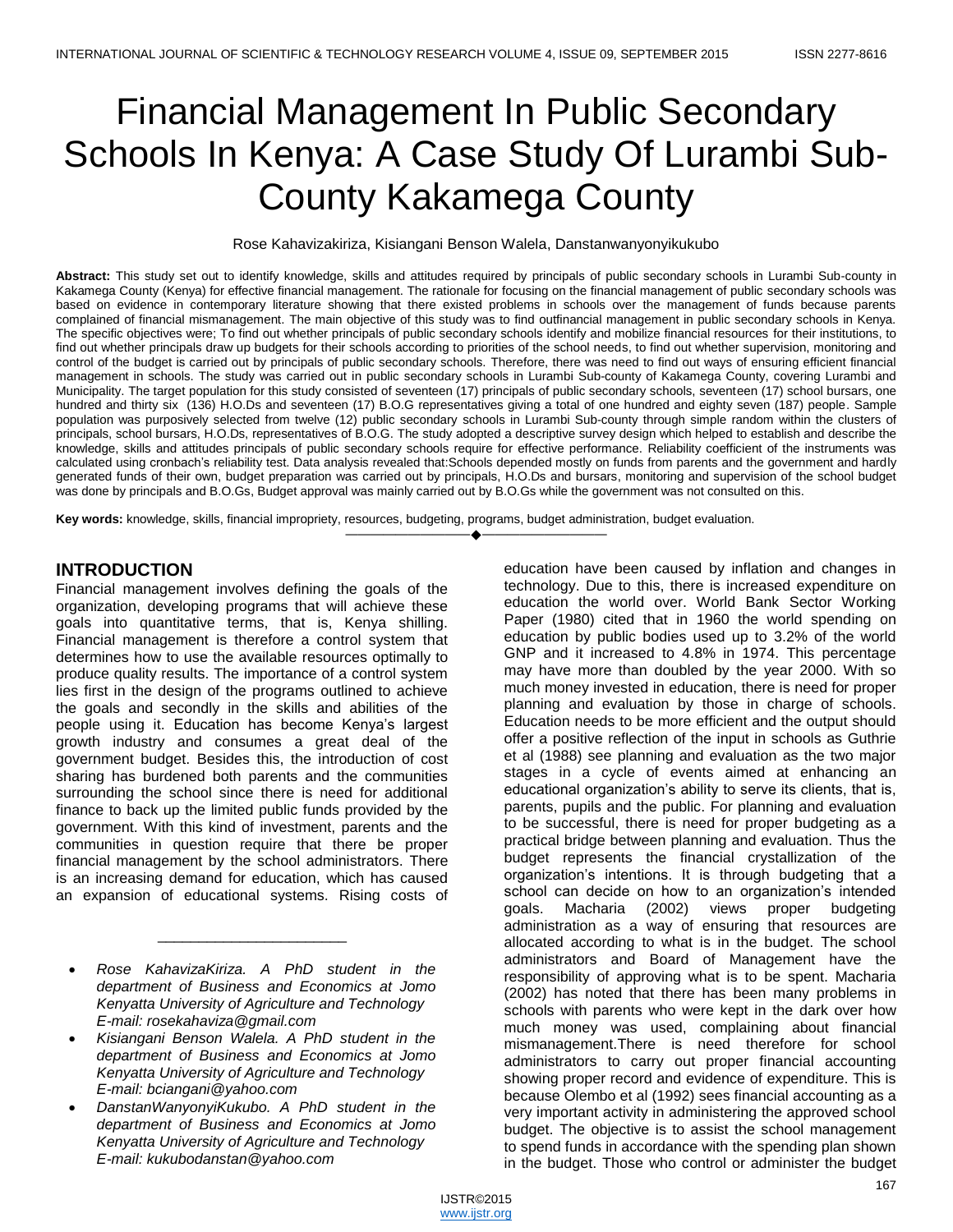# Financial Management In Public Secondary Schools In Kenya: A Case Study Of Lurambi Sub-County Kakamega County

Rose Kahavizakiriza, Kisiangani Benson Walela, Danstanwanyonyikukubo

**Abstract:** This study set out to identify knowledge, skills and attitudes required by principals of public secondary schools in Lurambi Sub-county in Kakamega County (Kenya) for effective financial management. The rationale for focusing on the financial management of public secondary schools was based on evidence in contemporary literature showing that there existed problems in schools over the management of funds because parents complained of financial mismanagement. The main objective of this study was to find outfinancial management in public secondary schools in Kenya. The specific objectives were; To find out whether principals of public secondary schools identify and mobilize financial resources for their institutions, to find out whether principals draw up budgets for their schools according to priorities of the school needs, to find out whether supervision, monitoring and control of the budget is carried out by principals of public secondary schools. Therefore, there was need to find out ways of ensuring efficient financial management in schools. The study was carried out in public secondary schools in Lurambi Sub-county of Kakamega County, covering Lurambi and Municipality. The target population for this study consisted of seventeen (17) principals of public secondary schools, seventeen (17) school bursars, one hundred and thirty six (136) H.O.Ds and seventeen (17) B.O.G representatives giving a total of one hundred and eighty seven (187) people. Sample population was purposively selected from twelve (12) public secondary schools in Lurambi Sub-county through simple random within the clusters of principals, school bursars, H.O.Ds, representatives of B.O.G. The study adopted a descriptive survey design which helped to establish and describe the knowledge, skills and attitudes principals of public secondary schools require for effective performance. Reliability coefficient of the instruments was calculated using cronbach's reliability test. Data analysis revealed that:Schools depended mostly on funds from parents and the government and hardly generated funds of their own, budget preparation was carried out by principals, H.O.Ds and bursars, monitoring and supervision of the school budget was done by principals and B.O.Gs, Budget approval was mainly carried out by B.O.Gs while the government was not consulted on this.

**Key words:** knowledge, skills, financial impropriety, resources, budgeting, programs, budget administration, budget evaluation.

## INTRODUCTION

Financial management involves defining the goals of the organization, developing programs that will achieve these goals into quantitative terms, that is, Kenya shilling. Financial management is therefore a control system that determines how to use the available resources optimally to produce quality results. The importance of a control system lies first in the design of the programs outlined to achieve the goals and secondly in the skills and abilities of the people using it. Education has become Kenya's largest growth industry and consumes a great deal of the government budget. Besides this, the introduction of cost sharing has burdened both parents and the communities surrounding the school since there is need for additional finance to back up the limited public funds provided by the government. With this kind of investment, parents and the communities in question require that there be proper financial management by the school administrators. There is an increasing demand for education, which has caused an expansion of educational systems. Rising costs of education have been caused by inflation and changes in technology. Due to this, there is increased expenditure on education the world over. World Bank Sector Working Paper (1980) cited that in 1960 the world spending on education by public bodies used up to 3.2% of the world GNP and it increased to 4.8% in 1974. This percentage may have more than doubled by the year 2000. With so much money invested in education, there is need for proper planning and evaluation by those in charge of schools. Education needs to be more efficient and the output should offer a positive reflection of the input in schools as Guthrie et al (1988) see planning and evaluation as the two major stages in a cycle of events aimed at enhancing an educational organization's ability to serve its clients, that is, parents, pupils and the public. For planning and evaluation to be successful, there is need for proper budgeting as a practical bridge between planning and evaluation. Thus the budget represents the financial crystallization of the organization's intentions. It is through budgeting that a school can decide on how to an organization's intended goals. Macharia (2002) views proper budgeting administration as a way of ensuring that resources are allocated according to what is in the budget. The school administrators and Board of Management have the responsibility of approving what is to be spent. Macharia (2002) has noted that there has been many problems in schools with parents who were kept in the dark over how much money was used, complaining about financial mismanagement.There is need therefore for school administrators to carry out proper financial accounting showing proper record and evidence of expenditure. This is because Olembo et al (1992) sees financial accounting as a very important activity in administering the approved school budget. The objective is to assist the school management to spend funds in accordance with the spending plan shown in the budget. Those who control or administer the budget

---

- *Rose KahavizaKiriza. A PhD student in the department of Business and Economics at Jomo Kenyatta University of Agriculture and Technology E-mail: rosekahaviza@gmail.com*
- *Kisiangani Benson Walela. A PhD student in the department of Business and Economics at Jomo Kenyatta University of Agriculture and Technology E-mail: bciangani@yahoo.com*
- *DanstanWanyonyiKukubo. A PhD student in the department of Business and Economics at Jomo Kenyatta University of Agriculture and Technology E-mail: kukubodanstan@yahoo.com*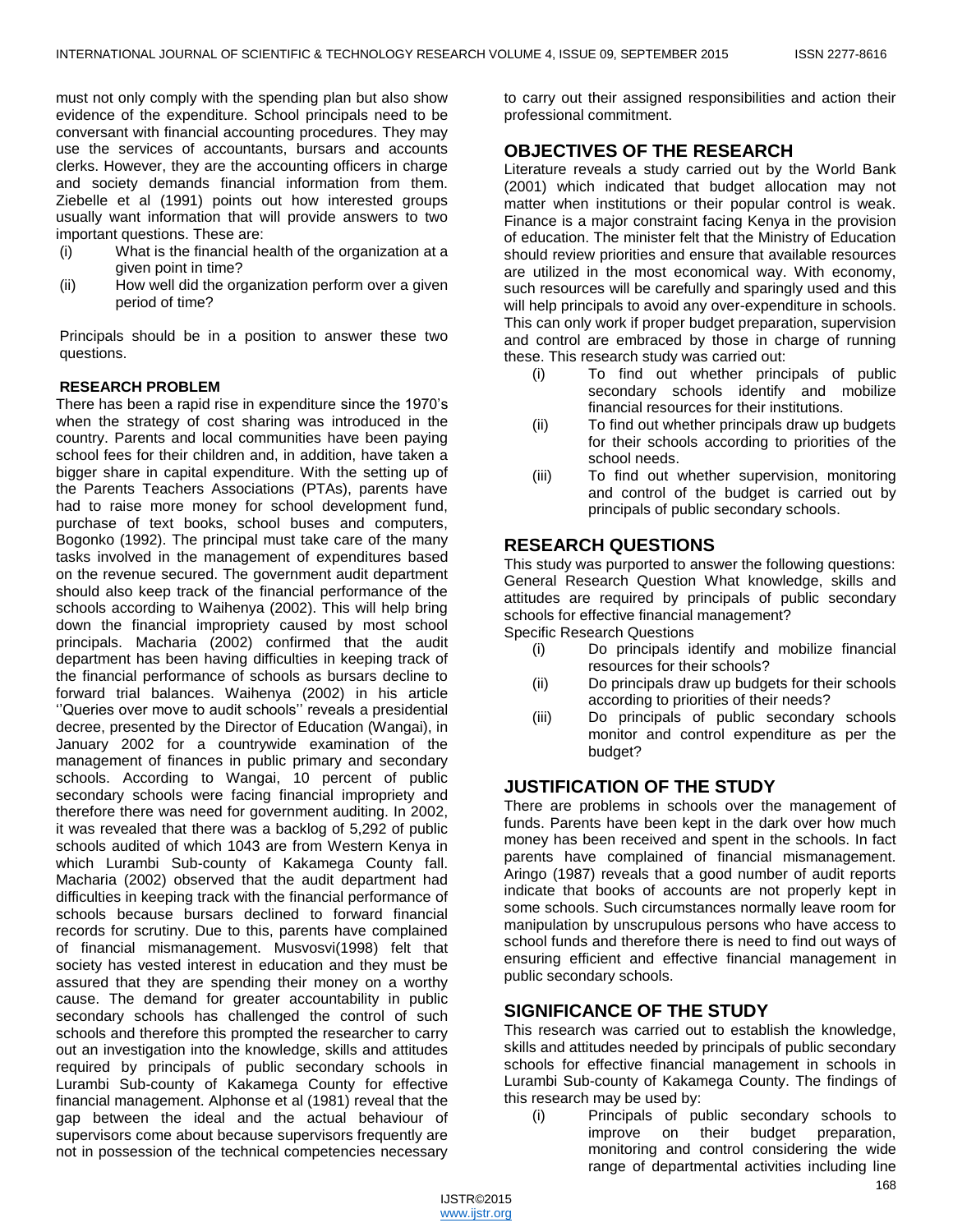must not only comply with the spending plan but also show evidence of the expenditure. School principals need to be conversant with financial accounting procedures. They may use the services of accountants, bursars and accounts clerks. However, they are the accounting officers in charge and society demands financial information from them. Ziebelle et al (1991) points out how interested groups usually want information that will provide answers to two important questions. These are:

(i) What is the financial health of the organization at a given point in time?
(ii) How well did the organization perform over a given period of time?

Principals should be in a position to answer these two questions.

**RESEARCH PROBLEM**

There has been a rapid rise in expenditure since the 1970's when the strategy of cost sharing was introduced in the country. Parents and local communities have been paying school fees for their children and, in addition, have taken a bigger share in capital expenditure. With the setting up of the Parents Teachers Associations (PTAs), parents have had to raise more money for school development fund, purchase of text books, school buses and computers, Bogonko (1992). The principal must take care of the many tasks involved in the management of expenditures based on the revenue secured. The government audit department should also keep track of the financial performance of the schools according to Waihenya (2002). This will help bring down the financial impropriety caused by most school principals. Macharia (2002) confirmed that the audit department has been having difficulties in keeping track of the financial performance of schools as bursars decline to forward trial balances. Waihenya (2002) in his article ''Queries over move to audit schools'' reveals a presidential decree, presented by the Director of Education (Wangai), in January 2002 for a countrywide examination of the management of finances in public primary and secondary schools. According to Wangai, 10 percent of public secondary schools were facing financial impropriety and therefore there was need for government auditing. In 2002, it was revealed that there was a backlog of 5,292 of public schools audited of which 1043 are from Western Kenya in which Lurambi Sub-county of Kakamega County fall. Macharia (2002) observed that the audit department had difficulties in keeping track with the financial performance of schools because bursars declined to forward financial records for scrutiny. Due to this, parents have complained of financial mismanagement. Musvosvi(1998) felt that society has vested interest in education and they must be assured that they are spending their money on a worthy cause. The demand for greater accountability in public secondary schools has challenged the control of such schools and therefore this prompted the researcher to carry out an investigation into the knowledge, skills and attitudes required by principals of public secondary schools in Lurambi Sub-county of Kakamega County for effective financial management. Alphonse et al (1981) reveal that the gap between the ideal and the actual behaviour of supervisors come about because supervisors frequently are not in possession of the technical competencies necessary to carry out their assigned responsibilities and action their professional commitment.

## OBJECTIVES OF THE RESEARCH

Literature reveals a study carried out by the World Bank (2001) which indicated that budget allocation may not matter when institutions or their popular control is weak. Finance is a major constraint facing Kenya in the provision of education. The minister felt that the Ministry of Education should review priorities and ensure that available resources are utilized in the most economical way. With economy, such resources will be carefully and sparingly used and this will help principals to avoid any over-expenditure in schools. This can only work if proper budget preparation, supervision and control are embraced by those in charge of running these. This research study was carried out:

(i) To find out whether principals of public secondary schools identify and mobilize financial resources for their institutions.
(ii) To find out whether principals draw up budgets for their schools according to priorities of the school needs.
(iii) To find out whether supervision, monitoring and control of the budget is carried out by principals of public secondary schools.

## RESEARCH QUESTIONS

This study was purported to answer the following questions: General Research Question What knowledge, skills and attitudes are required by principals of public secondary schools for effective financial management?

Specific Research Questions

(i) Do principals identify and mobilize financial resources for their schools?
(ii) Do principals draw up budgets for their schools according to priorities of their needs?
(iii) Do principals of public secondary schools monitor and control expenditure as per the budget?

## JUSTIFICATION OF THE STUDY

There are problems in schools over the management of funds. Parents have been kept in the dark over how much money has been received and spent in the schools. In fact parents have complained of financial mismanagement. Aringo (1987) reveals that a good number of audit reports indicate that books of accounts are not properly kept in some schools. Such circumstances normally leave room for manipulation by unscrupulous persons who have access to school funds and therefore there is need to find out ways of ensuring efficient and effective financial management in public secondary schools.

## SIGNIFICANCE OF THE STUDY

This research was carried out to establish the knowledge, skills and attitudes needed by principals of public secondary schools for effective financial management in schools in Lurambi Sub-county of Kakamega County. The findings of this research may be used by:

(i) Principals of public secondary schools to improve on their budget preparation, monitoring and control considering the wide range of departmental activities including line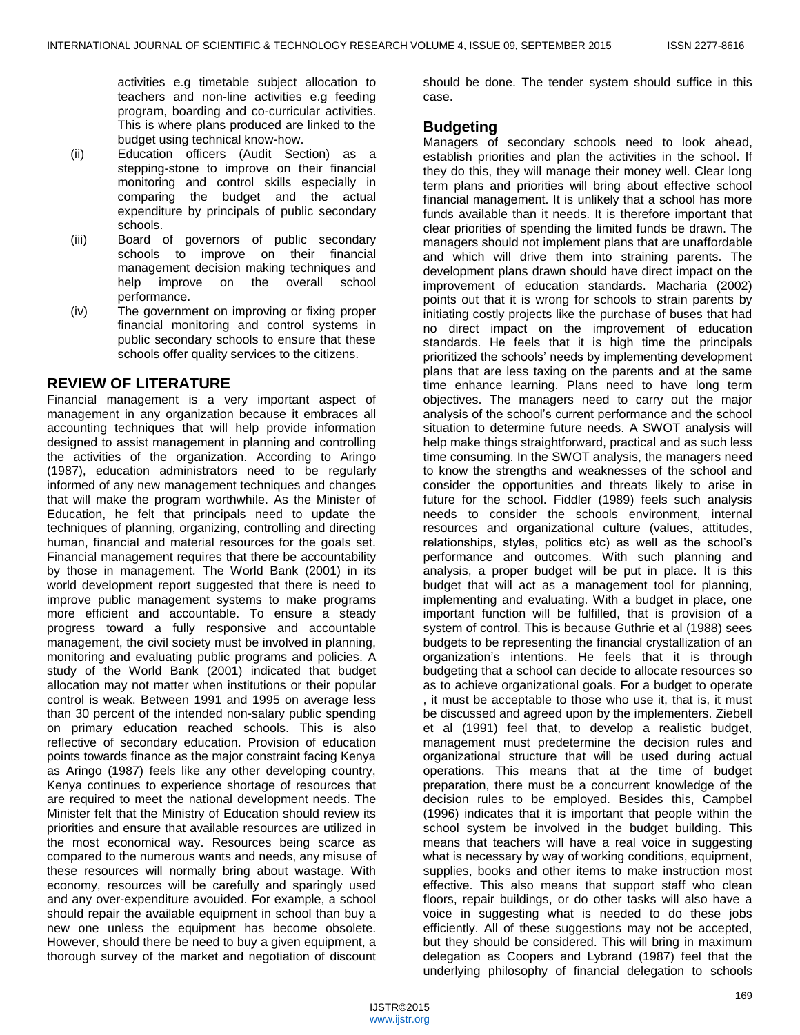activities e.g timetable subject allocation to teachers and non-line activities e.g feeding program, boarding and co-curricular activities. This is where plans produced are linked to the budget using technical know-how.

(ii) Education officers (Audit Section) as a stepping-stone to improve on their financial monitoring and control skills especially in comparing the budget and the actual expenditure by principals of public secondary schools.

(iii) Board of governors of public secondary schools to improve on their financial management decision making techniques and help improve on the overall school performance.

(iv) The government on improving or fixing proper financial monitoring and control systems in public secondary schools to ensure that these schools offer quality services to the citizens.

## REVIEW OF LITERATURE

Financial management is a very important aspect of management in any organization because it embraces all accounting techniques that will help provide information designed to assist management in planning and controlling the activities of the organization. According to Aringo (1987), education administrators need to be regularly informed of any new management techniques and changes that will make the program worthwhile. As the Minister of Education, he felt that principals need to update the techniques of planning, organizing, controlling and directing human, financial and material resources for the goals set. Financial management requires that there be accountability by those in management. The World Bank (2001) in its world development report suggested that there is need to improve public management systems to make programs more efficient and accountable. To ensure a steady progress toward a fully responsive and accountable management, the civil society must be involved in planning, monitoring and evaluating public programs and policies. A study of the World Bank (2001) indicated that budget allocation may not matter when institutions or their popular control is weak. Between 1991 and 1995 on average less than 30 percent of the intended non-salary public spending on primary education reached schools. This is also reflective of secondary education. Provision of education points towards finance as the major constraint facing Kenya as Aringo (1987) feels like any other developing country, Kenya continues to experience shortage of resources that are required to meet the national development needs. The Minister felt that the Ministry of Education should review its priorities and ensure that available resources are utilized in the most economical way. Resources being scarce as compared to the numerous wants and needs, any misuse of these resources will normally bring about wastage. With economy, resources will be carefully and sparingly used and any over-expenditure avouided. For example, a school should repair the available equipment in school than buy a new one unless the equipment has become obsolete. However, should there be need to buy a given equipment, a thorough survey of the market and negotiation of discount should be done. The tender system should suffice in this case.

## Budgeting

Managers of secondary schools need to look ahead, establish priorities and plan the activities in the school. If they do this, they will manage their money well. Clear long term plans and priorities will bring about effective school financial management. It is unlikely that a school has more funds available than it needs. It is therefore important that clear priorities of spending the limited funds be drawn. The managers should not implement plans that are unaffordable and which will drive them into straining parents. The development plans drawn should have direct impact on the improvement of education standards. Macharia (2002) points out that it is wrong for schools to strain parents by initiating costly projects like the purchase of buses that had no direct impact on the improvement of education standards. He feels that it is high time the principals prioritized the schools' needs by implementing development plans that are less taxing on the parents and at the same time enhance learning. Plans need to have long term objectives. The managers need to carry out the major analysis of the school's current performance and the school situation to determine future needs. A SWOT analysis will help make things straightforward, practical and as such less time consuming. In the SWOT analysis, the managers need to know the strengths and weaknesses of the school and consider the opportunities and threats likely to arise in future for the school. Fiddler (1989) feels such analysis needs to consider the schools environment, internal resources and organizational culture (values, attitudes, relationships, styles, politics etc) as well as the school's performance and outcomes. With such planning and analysis, a proper budget will be put in place. It is this budget that will act as a management tool for planning, implementing and evaluating. With a budget in place, one important function will be fulfilled, that is provision of a system of control. This is because Guthrie et al (1988) sees budgets to be representing the financial crystallization of an organization's intentions. He feels that it is through budgeting that a school can decide to allocate resources so as to achieve organizational goals. For a budget to operate , it must be acceptable to those who use it, that is, it must be discussed and agreed upon by the implementers. Ziebell et al (1991) feel that, to develop a realistic budget, management must predetermine the decision rules and organizational structure that will be used during actual operations. This means that at the time of budget preparation, there must be a concurrent knowledge of the decision rules to be employed. Besides this, Campbel (1996) indicates that it is important that people within the school system be involved in the budget building. This means that teachers will have a real voice in suggesting what is necessary by way of working conditions, equipment, supplies, books and other items to make instruction most effective. This also means that support staff who clean floors, repair buildings, or do other tasks will also have a voice in suggesting what is needed to do these jobs efficiently. All of these suggestions may not be accepted, but they should be considered. This will bring in maximum delegation as Coopers and Lybrand (1987) feel that the underlying philosophy of financial delegation to schools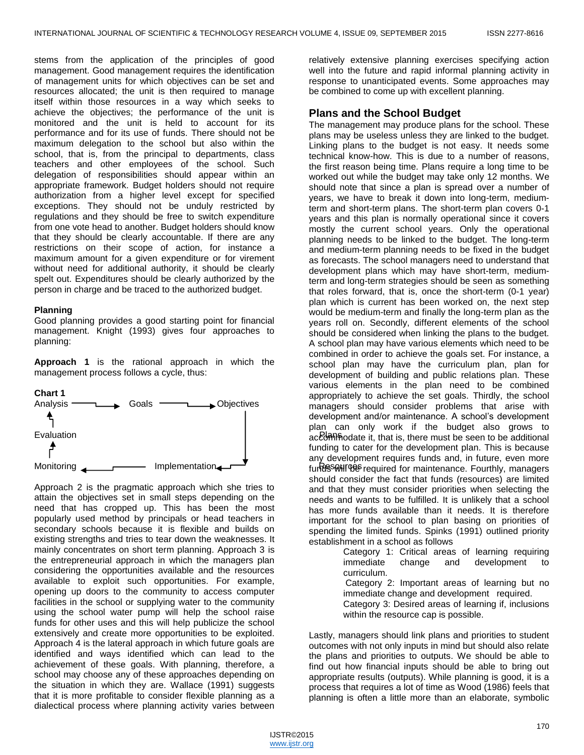stems from the application of the principles of good management. Good management requires the identification of management units for which objectives can be set and resources allocated; the unit is then required to manage itself within those resources in a way which seeks to achieve the objectives; the performance of the unit is monitored and the unit is held to account for its performance and for its use of funds. There should not be maximum delegation to the school but also within the school, that is, from the principal to departments, class teachers and other employees of the school. Such delegation of responsibilities should appear within an appropriate framework. Budget holders should not require authorization from a higher level except for specified exceptions. They should not be unduly restricted by regulations and they should be free to switch expenditure from one vote head to another. Budget holders should know that they should be clearly accountable. If there are any restrictions on their scope of action, for instance a maximum amount for a given expenditure or for virement without need for additional authority, it should be clearly spelt out. Expenditures should be clearly authorized by the person in charge and be traced to the authorized budget.

#### Planning

Good planning provides a good starting point for financial management. Knight (1993) gives four approaches to planning:

**Approach 1** is the rational approach in which the management process follows a cycle, thus:

**Chart 1**

Analysis → Goals → Objectives → Plans → Resources → Implementation → Monitoring → Evaluation → Analysis

Approach 2 is the pragmatic approach which she tries to attain the objectives set in small steps depending on the need that has cropped up. This has been the most popularly used method by principals or head teachers in secondary schools because it is flexible and builds on existing strengths and tries to tear down the weaknesses. It mainly concentrates on short term planning. Approach 3 is the entrepreneurial approach in which the managers plan considering the opportunities available and the resources available to exploit such opportunities. For example, opening up doors to the community to access computer facilities in the school or supplying water to the community using the school water pump will help the school raise funds for other uses and this will help publicize the school extensively and create more opportunities to be exploited. Approach 4 is the lateral approach in which future goals are identified and ways identified which can lead to the achievement of these goals. With planning, therefore, a school may choose any of these approaches depending on the situation in which they are. Wallace (1991) suggests that it is more profitable to consider flexible planning as a dialectical process where planning activity varies between relatively extensive planning exercises specifying action well into the future and rapid informal planning activity in response to unanticipated events. Some approaches may be combined to come up with excellent planning.

## Plans and the School Budget

The management may produce plans for the school. These plans may be useless unless they are linked to the budget. Linking plans to the budget is not easy. It needs some technical know-how. This is due to a number of reasons, the first reason being time. Plans require a long time to be worked out while the budget may take only 12 months. We should note that since a plan is spread over a number of years, we have to break it down into long-term, medium-term and short-term plans. The short-term plan covers 0-1 years and this plan is normally operational since it covers mostly the current school years. Only the operational planning needs to be linked to the budget. The long-term and medium-term planning needs to be fixed in the budget as forecasts. The school managers need to understand that development plans which may have short-term, medium-term and long-term strategies should be seen as something that roles forward, that is, once the short-term (0-1 year) plan which is current has been worked on, the next step would be medium-term and finally the long-term plan as the years roll on. Secondly, different elements of the school should be considered when linking the plans to the budget. A school plan may have various elements which need to be combined in order to achieve the goals set. For instance, a school plan may have the curriculum plan, plan for development of building and public relations plan. These various elements in the plan need to be combined appropriately to achieve the set goals. Thirdly, the school managers should consider problems that arise with development and/or maintenance. A school's development plan can only work if the budget also grows to accommodate it, that is, there must be seen to be additional funding to cater for the development plan. This is because any development requires funds and, in future, even more funds will be required for maintenance. Fourthly, managers should consider the fact that funds (resources) are limited and that they must consider priorities when selecting the needs and wants to be fulfilled. It is unlikely that a school has more funds available than it needs. It is therefore important for the school to plan basing on priorities of spending the limited funds. Spinks (1991) outlined priority establishment in a school as follows

> Category 1: Critical areas of learning requiring immediate change and development to curriculum.
>
> Category 2: Important areas of learning but no immediate change and development required.
>
> Category 3: Desired areas of learning if, inclusions within the resource cap is possible.

Lastly, managers should link plans and priorities to student outcomes with not only inputs in mind but should also relate the plans and priorities to outputs. We should be able to find out how financial inputs should be able to bring out appropriate results (outputs). While planning is good, it is a process that requires a lot of time as Wood (1986) feels that planning is often a little more than an elaborate, symbolic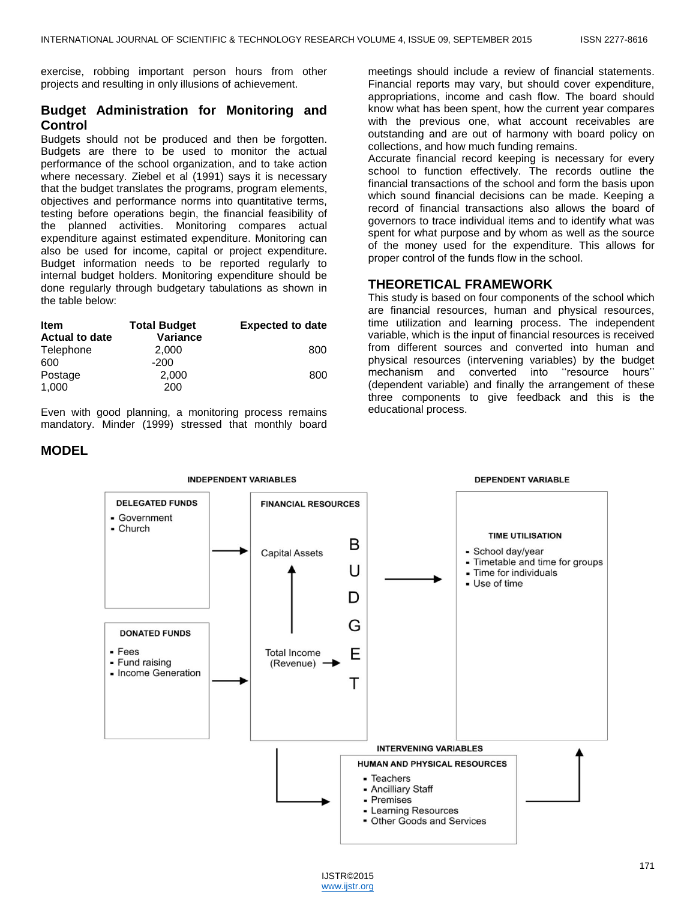exercise, robbing important person hours from other projects and resulting in only illusions of achievement.

## Budget Administration for Monitoring and Control

Budgets should not be produced and then be forgotten. Budgets are there to be used to monitor the actual performance of the school organization, and to take action where necessary. Ziebel et al (1991) says it is necessary that the budget translates the programs, program elements, objectives and performance norms into quantitative terms, testing before operations begin, the financial feasibility of the planned activities. Monitoring compares actual expenditure against estimated expenditure. Monitoring can also be used for income, capital or project expenditure. Budget information needs to be reported regularly to internal budget holders. Monitoring expenditure should be done regularly through budgetary tabulations as shown in the table below:

| Item | Total Budget | Expected to date | Actual to date | Variance |
|---|---|---|---|---|
| Telephone | 2,000 | 800 | 600 | -200 |
| Postage | 2,000 | 800 | 1,000 | 200 |

Even with good planning, a monitoring process remains mandatory. Minder (1999) stressed that monthly board meetings should include a review of financial statements. Financial reports may vary, but should cover expenditure, appropriations, income and cash flow. The board should know what has been spent, how the current year compares with the previous one, what account receivables are outstanding and are out of harmony with board policy on collections, and how much funding remains.

Accurate financial record keeping is necessary for every school to function effectively. The records outline the financial transactions of the school and form the basis upon which sound financial decisions can be made. Keeping a record of financial transactions also allows the board of governors to trace individual items and to identify what was spent for what purpose and by whom as well as the source of the money used for the expenditure. This allows for proper control of the funds flow in the school.

## THEORETICAL FRAMEWORK

This study is based on four components of the school which are financial resources, human and physical resources, time utilization and learning process. The independent variable, which is the input of financial resources is received from different sources and converted into human and physical resources (intervening variables) by the budget mechanism and converted into ''resource hours'' (dependent variable) and finally the arrangement of these three components to give feedback and this is the educational process.

## MODEL

INDEPENDENT VARIABLES

DELEGATED FUNDS
- Government
- Church

DONATED FUNDS
- Fees
- Fund raising
- Income Generation

FINANCIAL RESOURCES

Capital Assets

Total Income (Revenue)

BUDGET

DEPENDENT VARIABLE

TIME UTILISATION
- School day/year
- Timetable and time for groups
- Time for individuals
- Use of time

INTERVENING VARIABLES

HUMAN AND PHYSICAL RESOURCES
- Teachers
- Ancilliary Staff
- Premises
- Learning Resources
- Other Goods and Services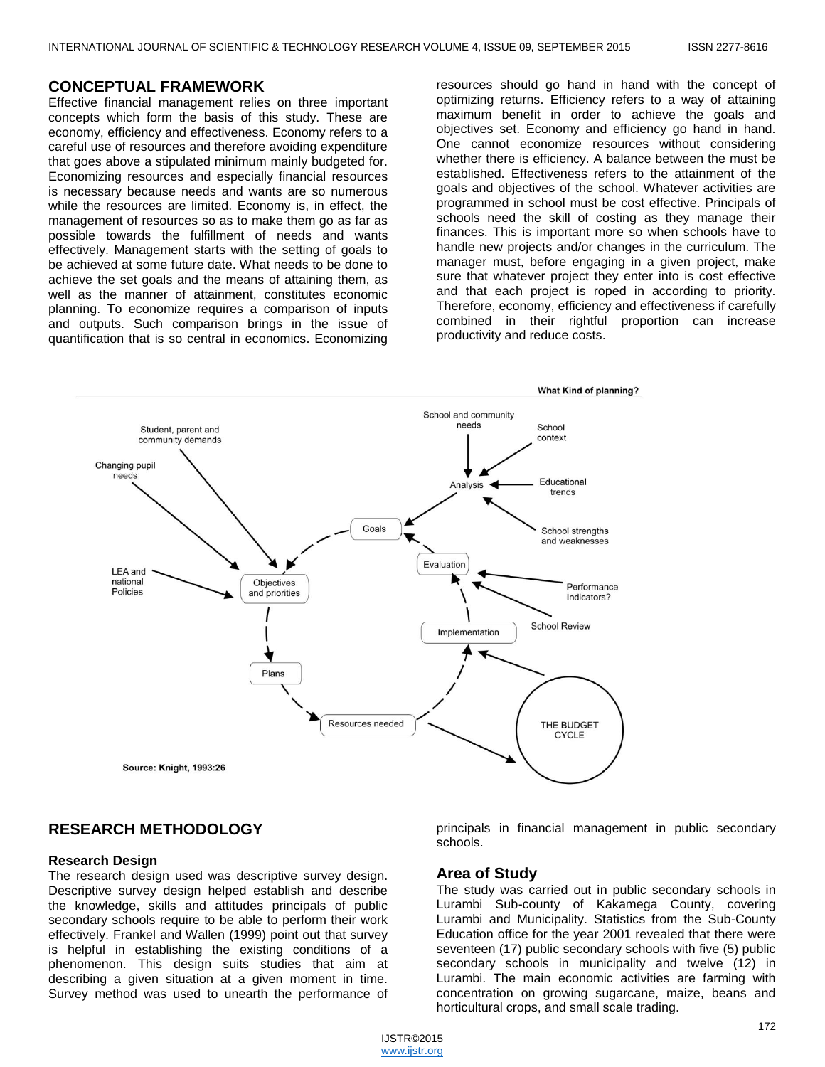## CONCEPTUAL FRAMEWORK

Effective financial management relies on three important concepts which form the basis of this study. These are economy, efficiency and effectiveness. Economy refers to a careful use of resources and therefore avoiding expenditure that goes above a stipulated minimum mainly budgeted for. Economizing resources and especially financial resources is necessary because needs and wants are so numerous while the resources are limited. Economy is, in effect, the management of resources so as to make them go as far as possible towards the fulfillment of needs and wants effectively. Management starts with the setting of goals to be achieved at some future date. What needs to be done to achieve the set goals and the means of attaining them, as well as the manner of attainment, constitutes economic planning. To economize requires a comparison of inputs and outputs. Such comparison brings in the issue of quantification that is so central in economics. Economizing resources should go hand in hand with the concept of optimizing returns. Efficiency refers to a way of attaining maximum benefit in order to achieve the goals and objectives set. Economy and efficiency go hand in hand. One cannot economize resources without considering whether there is efficiency. A balance between the must be established. Effectiveness refers to the attainment of the goals and objectives of the school. Whatever activities are programmed in school must be cost effective. Principals of schools need the skill of costing as they manage their finances. This is important more so when schools have to handle new projects and/or changes in the curriculum. The manager must, before engaging in a given project, make sure that whatever project they enter into is cost effective and that each project is roped in according to priority. Therefore, economy, efficiency and effectiveness if carefully combined in their rightful proportion can increase productivity and reduce costs.

What Kind of planning?

School and community needs → Analysis; School context → Analysis; Educational trends → Analysis; School strengths and weaknesses → Analysis; Analysis → Goals; Goals → Objectives and priorities; Changing pupil needs → Objectives and priorities; Student, parent and community demands → Objectives and priorities; LEA and national Policies → Objectives and priorities; Objectives and priorities → Plans → Resources needed → Implementation → Evaluation → Goals; Resources needed → THE BUDGET CYCLE → Implementation; Performance Indicators? → Evaluation; School Review → Evaluation

Source: Knight, 1993:26

## RESEARCH METHODOLOGY

### Research Design

The research design used was descriptive survey design. Descriptive survey design helped establish and describe the knowledge, skills and attitudes principals of public secondary schools require to be able to perform their work effectively. Frankel and Wallen (1999) point out that survey is helpful in establishing the existing conditions of a phenomenon. This design suits studies that aim at describing a given situation at a given moment in time. Survey method was used to unearth the performance of principals in financial management in public secondary schools.

### Area of Study

The study was carried out in public secondary schools in Lurambi Sub-county of Kakamega County, covering Lurambi and Municipality. Statistics from the Sub-County Education office for the year 2001 revealed that there were seventeen (17) public secondary schools with five (5) public secondary schools in municipality and twelve (12) in Lurambi. The main economic activities are farming with concentration on growing sugarcane, maize, beans and horticultural crops, and small scale trading.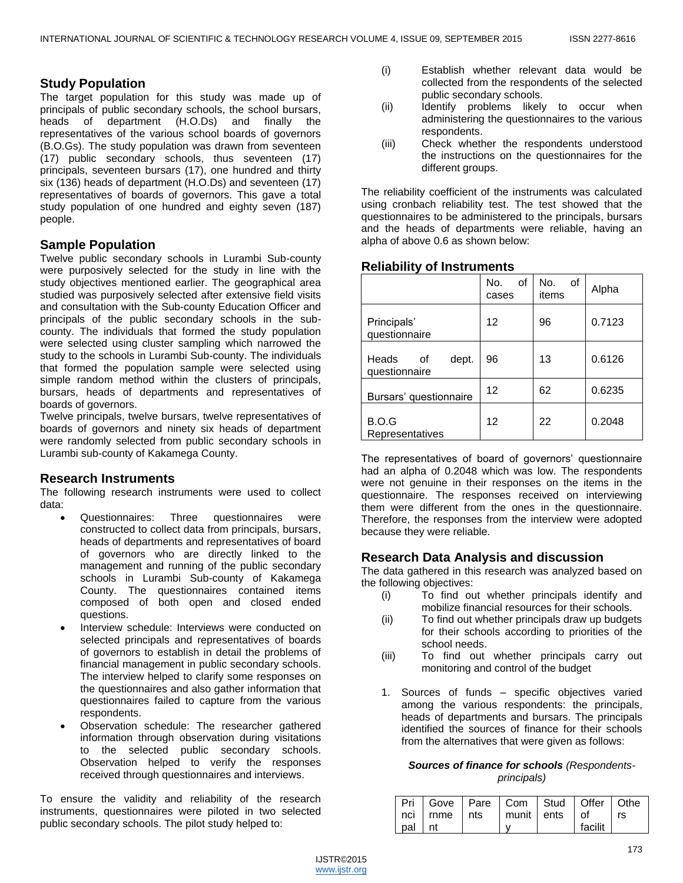## Study Population

The target population for this study was made up of principals of public secondary schools, the school bursars, heads of department (H.O.Ds) and finally the representatives of the various school boards of governors (B.O.Gs). The study population was drawn from seventeen (17) public secondary schools, thus seventeen (17) principals, seventeen bursars (17), one hundred and thirty six (136) heads of department (H.O.Ds) and seventeen (17) representatives of boards of governors. This gave a total study population of one hundred and eighty seven (187) people.

## Sample Population

Twelve public secondary schools in Lurambi Sub-county were purposively selected for the study in line with the study objectives mentioned earlier. The geographical area studied was purposively selected after extensive field visits and consultation with the Sub-county Education Officer and principals of the public secondary schools in the sub-county. The individuals that formed the study population were selected using cluster sampling which narrowed the study to the schools in Lurambi Sub-county. The individuals that formed the population sample were selected using simple random method within the clusters of principals, bursars, heads of departments and representatives of boards of governors.

Twelve principals, twelve bursars, twelve representatives of boards of governors and ninety six heads of department were randomly selected from public secondary schools in Lurambi sub-county of Kakamega County.

## Research Instruments

The following research instruments were used to collect data:

- Questionnaires: Three questionnaires were constructed to collect data from principals, bursars, heads of departments and representatives of board of governors who are directly linked to the management and running of the public secondary schools in Lurambi Sub-county of Kakamega County. The questionnaires contained items composed of both open and closed ended questions.
- Interview schedule: Interviews were conducted on selected principals and representatives of boards of governors to establish in detail the problems of financial management in public secondary schools. The interview helped to clarify some responses on the questionnaires and also gather information that questionnaires failed to capture from the various respondents.
- Observation schedule: The researcher gathered information through observation during visitations to the selected public secondary schools. Observation helped to verify the responses received through questionnaires and interviews.

To ensure the validity and reliability of the research instruments, questionnaires were piloted in two selected public secondary schools. The pilot study helped to:

(i) Establish whether relevant data would be collected from the respondents of the selected public secondary schools.
(ii) Identify problems likely to occur when administering the questionnaires to the various respondents.
(iii) Check whether the respondents understood the instructions on the questionnaires for the different groups.

The reliability coefficient of the instruments was calculated using cronbach reliability test. The test showed that the questionnaires to be administered to the principals, bursars and the heads of departments were reliable, having an alpha of above 0.6 as shown below:

## Reliability of Instruments

| | No. of cases | No. of items | Alpha |
|---|---|---|---|
| Principals' questionnaire | 12 | 96 | 0.7123 |
| Heads of dept. questionnaire | 96 | 13 | 0.6126 |
| Bursars' questionnaire | 12 | 62 | 0.6235 |
| B.O.G Representatives | 12 | 22 | 0.2048 |

The representatives of board of governors' questionnaire had an alpha of 0.2048 which was low. The respondents were not genuine in their responses on the items in the questionnaire. The responses received on interviewing them were different from the ones in the questionnaire. Therefore, the responses from the interview were adopted because they were reliable.

## Research Data Analysis and discussion

The data gathered in this research was analyzed based on the following objectives:

(i) To find out whether principals identify and mobilize financial resources for their schools.
(ii) To find out whether principals draw up budgets for their schools according to priorities of the school needs.
(iii) To find out whether principals carry out monitoring and control of the budget

1. Sources of funds – specific objectives varied among the various respondents: the principals, heads of departments and bursars. The principals identified the sources of finance for their schools from the alternatives that were given as follows:

***Sources of finance for schools*** *(Respondents-principals)*

| Principal | Government | Parents | Community | Students | Offer of facilit | Others |
|---|---|---|---|---|---|---|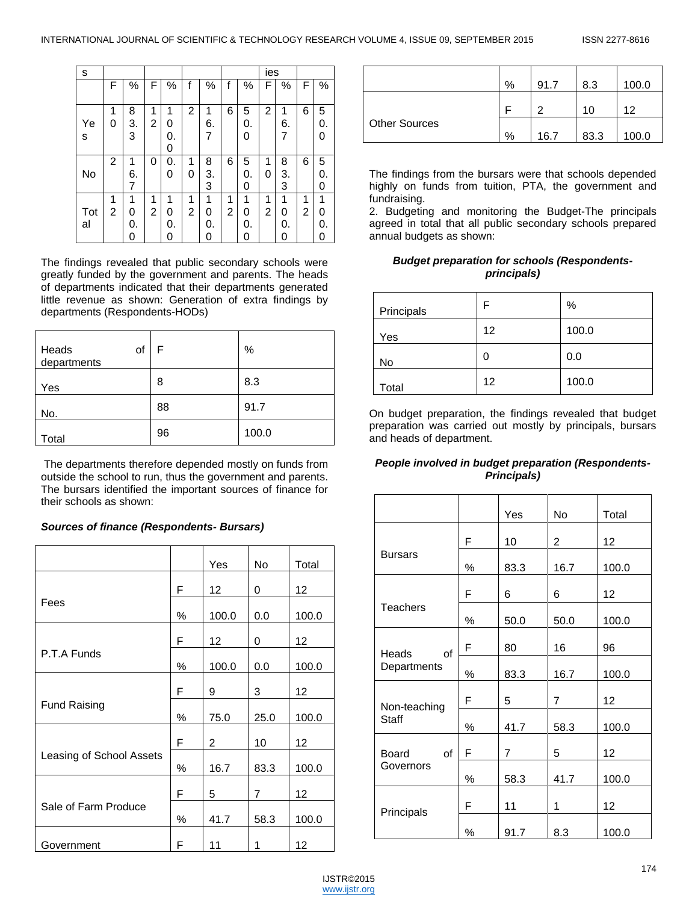| s | | | | | | | | | ies | | | |
|---|---|---|---|---|---|---|---|---|---|---|---|---|
| | F | % | F | % | f | % | f | % | F | % | F | % |
| Yes | 10 | 83.3 | 12 | 100.0 | 2 | 16.7 | 6 | 50.0 | 2 | 16.7 | 6 | 50.0 |
| No | 2 | 16.7 | 0 | 0.0 | 10 | 83.3 | 6 | 50.0 | 10 | 83.3 | 6 | 50.0 |
| Total | 12 | 100.0 | 12 | 100.0 | 12 | 100.0 | 12 | 100.0 | 12 | 100.0 | 12 | 100.0 |

The findings revealed that public secondary schools were greatly funded by the government and parents. The heads of departments indicated that their departments generated little revenue as shown: Generation of extra findings by departments (Respondents-HODs)

| Heads of departments | F | % |
|---|---|---|
| Yes | 8 | 8.3 |
| No. | 88 | 91.7 |
| Total | 96 | 100.0 |

The departments therefore depended mostly on funds from outside the school to run, thus the government and parents. The bursars identified the important sources of finance for their schools as shown:

***Sources of finance (Respondents- Bursars)***

| | | Yes | No | Total |
|---|---|---|---|---|
| Fees | F | 12 | 0 | 12 |
| | % | 100.0 | 0.0 | 100.0 |
| P.T.A Funds | F | 12 | 0 | 12 |
| | % | 100.0 | 0.0 | 100.0 |
| Fund Raising | F | 9 | 3 | 12 |
| | % | 75.0 | 25.0 | 100.0 |
| Leasing of School Assets | F | 2 | 10 | 12 |
| | % | 16.7 | 83.3 | 100.0 |
| Sale of Farm Produce | F | 5 | 7 | 12 |
| | % | 41.7 | 58.3 | 100.0 |
| Government | F | 11 | 1 | 12 |
| | % | 91.7 | 8.3 | 100.0 |
| Other Sources | F | 2 | 10 | 12 |
| | % | 16.7 | 83.3 | 100.0 |

The findings from the bursars were that schools depended highly on funds from tuition, PTA, the government and fundraising.

2. Budgeting and monitoring the Budget-The principals agreed in total that all public secondary schools prepared annual budgets as shown:

***Budget preparation for schools (Respondents-principals)***

| Principals | F | % |
|---|---|---|
| Yes | 12 | 100.0 |
| No | 0 | 0.0 |
| Total | 12 | 100.0 |

On budget preparation, the findings revealed that budget preparation was carried out mostly by principals, bursars and heads of department.

***People involved in budget preparation (Respondents-Principals)***

| | | Yes | No | Total |
|---|---|---|---|---|
| Bursars | F | 10 | 2 | 12 |
| | % | 83.3 | 16.7 | 100.0 |
| Teachers | F | 6 | 6 | 12 |
| | % | 50.0 | 50.0 | 100.0 |
| Heads of Departments | F | 80 | 16 | 96 |
| | % | 83.3 | 16.7 | 100.0 |
| Non-teaching Staff | F | 5 | 7 | 12 |
| | % | 41.7 | 58.3 | 100.0 |
| Board of Governors | F | 7 | 5 | 12 |
| | % | 58.3 | 41.7 | 100.0 |
| Principals | F | 11 | 1 | 12 |
| | % | 91.7 | 8.3 | 100.0 |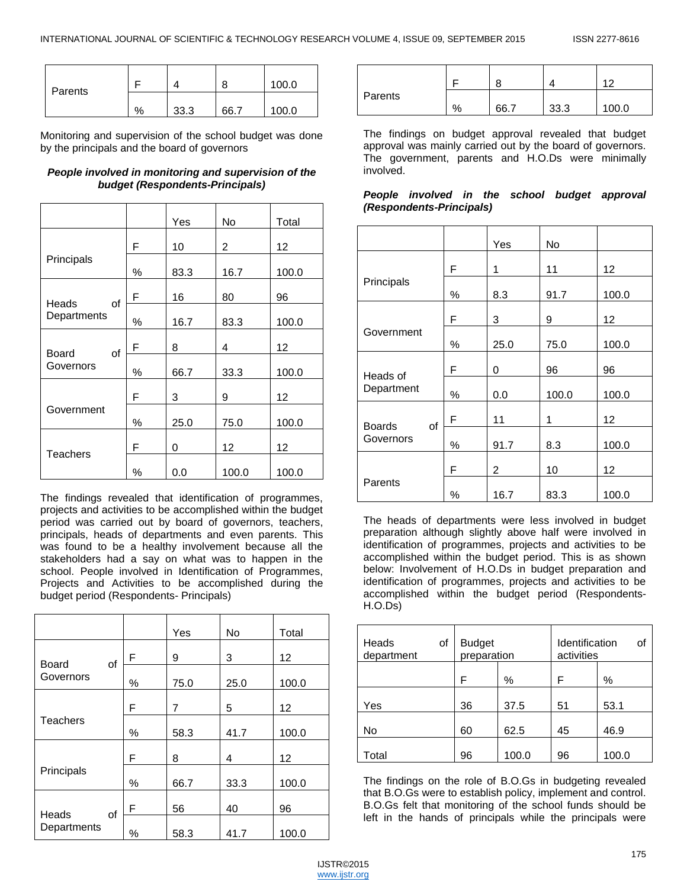| Parents | F | 4 | 8 | 100.0 |
|---|---|---|---|---|
| | % | 33.3 | 66.7 | 100.0 |

Monitoring and supervision of the school budget was done by the principals and the board of governors

***People involved in monitoring and supervision of the budget (Respondents-Principals)***

| | | Yes | No | Total |
|---|---|---|---|---|
| Principals | F | 10 | 2 | 12 |
| | % | 83.3 | 16.7 | 100.0 |
| Heads of Departments | F | 16 | 80 | 96 |
| | % | 16.7 | 83.3 | 100.0 |
| Board of Governors | F | 8 | 4 | 12 |
| | % | 66.7 | 33.3 | 100.0 |
| Government | F | 3 | 9 | 12 |
| | % | 25.0 | 75.0 | 100.0 |
| Teachers | F | 0 | 12 | 12 |
| | % | 0.0 | 100.0 | 100.0 |

The findings revealed that identification of programmes, projects and activities to be accomplished within the budget period was carried out by board of governors, teachers, principals, heads of departments and even parents. This was found to be a healthy involvement because all the stakeholders had a say on what was to happen in the school. People involved in Identification of Programmes, Projects and Activities to be accomplished during the budget period (Respondents- Principals)

| | | Yes | No | Total |
|---|---|---|---|---|
| Board of Governors | F | 9 | 3 | 12 |
| | % | 75.0 | 25.0 | 100.0 |
| Teachers | F | 7 | 5 | 12 |
| | % | 58.3 | 41.7 | 100.0 |
| Principals | F | 8 | 4 | 12 |
| | % | 66.7 | 33.3 | 100.0 |
| Heads of Departments | F | 56 | 40 | 96 |
| | % | 58.3 | 41.7 | 100.0 |
| Parents | F | 8 | 4 | 12 |
| | % | 66.7 | 33.3 | 100.0 |

The findings on budget approval revealed that budget approval was mainly carried out by the board of governors. The government, parents and H.O.Ds were minimally involved.

***People involved in the school budget approval (Respondents-Principals)***

| | | Yes | No | |
|---|---|---|---|---|
| Principals | F | 1 | 11 | 12 |
| | % | 8.3 | 91.7 | 100.0 |
| Government | F | 3 | 9 | 12 |
| | % | 25.0 | 75.0 | 100.0 |
| Heads of Department | F | 0 | 96 | 96 |
| | % | 0.0 | 100.0 | 100.0 |
| Boards of Governors | F | 11 | 1 | 12 |
| | % | 91.7 | 8.3 | 100.0 |
| Parents | F | 2 | 10 | 12 |
| | % | 16.7 | 83.3 | 100.0 |

The heads of departments were less involved in budget preparation although slightly above half were involved in identification of programmes, projects and activities to be accomplished within the budget period. This is as shown below: Involvement of H.O.Ds in budget preparation and identification of programmes, projects and activities to be accomplished within the budget period (Respondents-H.O.Ds)

| Heads of department | Budget preparation | | Identification of activities | |
|---|---|---|---|---|
| | F | % | F | % |
| Yes | 36 | 37.5 | 51 | 53.1 |
| No | 60 | 62.5 | 45 | 46.9 |
| Total | 96 | 100.0 | 96 | 100.0 |

The findings on the role of B.O.Gs in budgeting revealed that B.O.Gs were to establish policy, implement and control. B.O.Gs felt that monitoring of the school funds should be left in the hands of principals while the principals were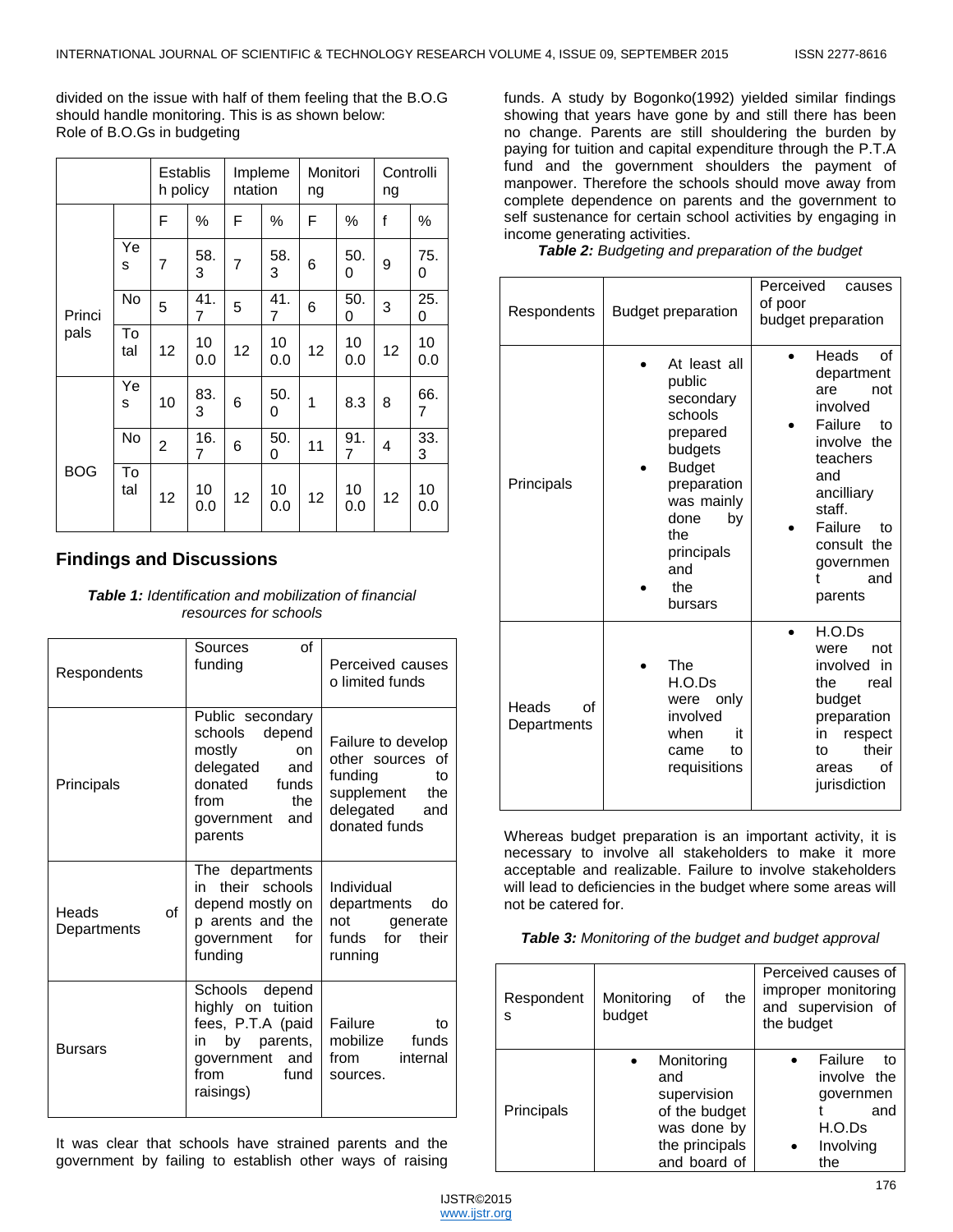divided on the issue with half of them feeling that the B.O.G should handle monitoring. This is as shown below:
Role of B.O.Gs in budgeting

| | | Establish policy | | Implementation | | Monitoring | | Controlling | |
|---|---|---|---|---|---|---|---|---|---|
| | | F | % | F | % | F | % | f | % |
| Principals | Yes | 7 | 58.3 | 7 | 58.3 | 6 | 50.0 | 9 | 75.0 |
| | No | 5 | 41.7 | 5 | 41.7 | 6 | 50.0 | 3 | 25.0 |
| | Total | 12 | 100.0 | 12 | 100.0 | 12 | 100.0 | 12 | 100.0 |
| BOG | Yes | 10 | 83.3 | 6 | 50.0 | 1 | 8.3 | 8 | 66.7 |
| | No | 2 | 16.7 | 6 | 50.0 | 11 | 91.7 | 4 | 33.3 |
| | Total | 12 | 100.0 | 12 | 100.0 | 12 | 100.0 | 12 | 100.0 |

## Findings and Discussions

***Table 1:*** *Identification and mobilization of financial resources for schools*

| Respondents | Sources of funding | Perceived causes o limited funds |
|---|---|---|
| Principals | Public secondary schools depend mostly on delegated and donated funds from the government and parents | Failure to develop other sources of funding to supplement the delegated and donated funds |
| Heads of Departments | The departments in their schools depend mostly on p arents and the government for funding | Individual departments do not generate funds for their running |
| Bursars | Schools depend highly on tuition fees, P.T.A (paid in by parents, government and from fund raisings) | Failure to mobilize funds from internal sources. |

It was clear that schools have strained parents and the government by failing to establish other ways of raising funds. A study by Bogonko(1992) yielded similar findings showing that years have gone by and still there has been no change. Parents are still shouldering the burden by paying for tuition and capital expenditure through the P.T.A fund and the government shoulders the payment of manpower. Therefore the schools should move away from complete dependence on parents and the government to self sustenance for certain school activities by engaging in income generating activities.

***Table 2:*** *Budgeting and preparation of the budget*

| Respondents | Budget preparation | Perceived causes of poor budget preparation |
|---|---|---|
| Principals | • At least all public secondary schools prepared budgets<br>• Budget preparation was mainly done by the principals and<br>• the bursars | • Heads of department are not involved<br>• Failure to involve the teachers and ancilliary staff.<br>• Failure to consult the government and parents |
| Heads of Departments | • The H.O.Ds were only involved when it came to requisitions | • H.O.Ds were not involved in the real budget preparation in respect to their areas of jurisdiction |

Whereas budget preparation is an important activity, it is necessary to involve all stakeholders to make it more acceptable and realizable. Failure to involve stakeholders will lead to deficiencies in the budget where some areas will not be catered for.

***Table 3:*** *Monitoring of the budget and budget approval*

| Respondents | Monitoring of the budget | Perceived causes of improper monitoring and supervision of the budget |
|---|---|---|
| Principals | • Monitoring and supervision of the budget was done by the principals and board of | • Failure to involve the government and H.O.Ds<br>• Involving the |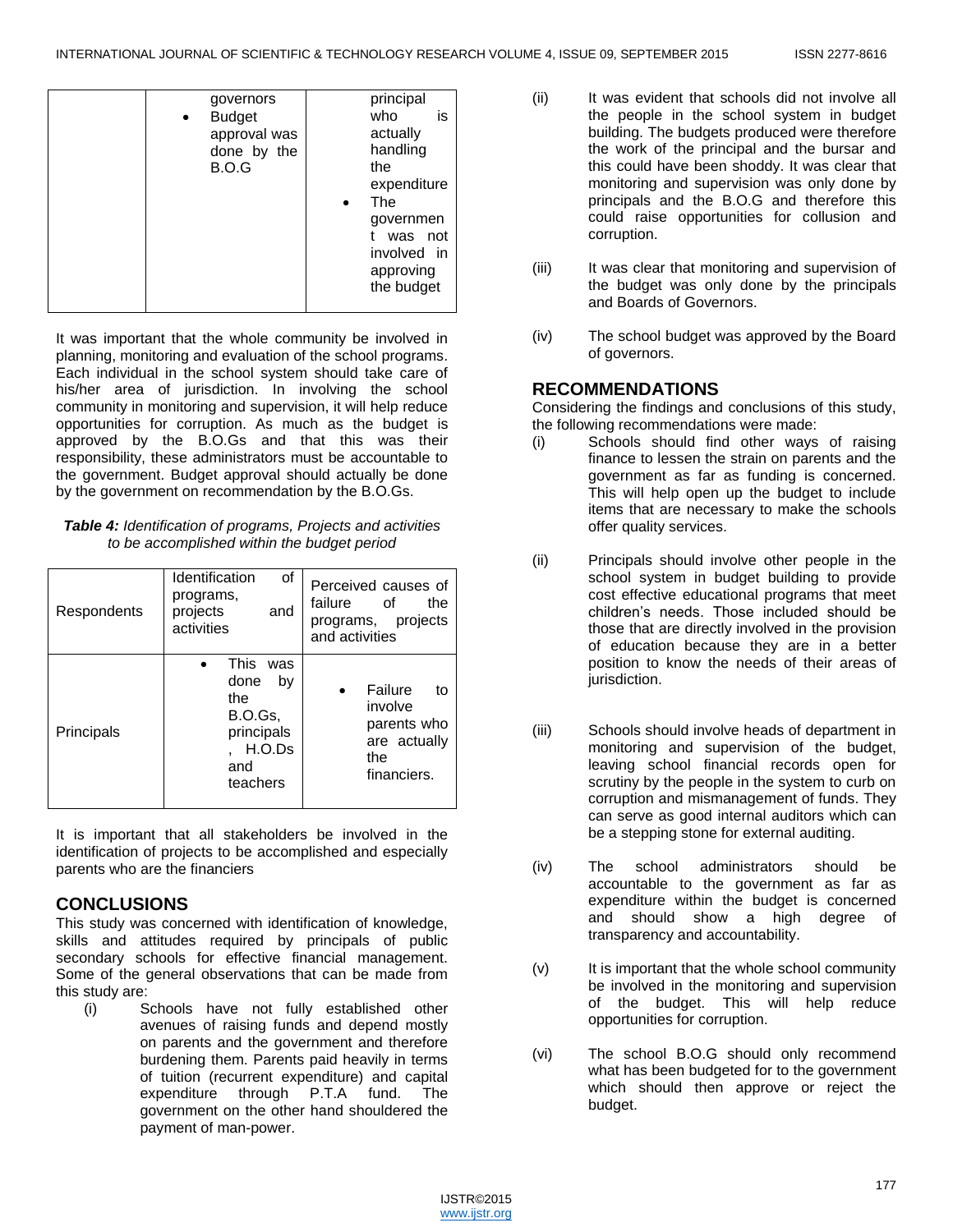| | • governors<br>• Budget approval was done by the B.O.G | principal who is actually handling the expenditure<br>• The government was not involved in approving the budget |
|---|---|---|

It was important that the whole community be involved in planning, monitoring and evaluation of the school programs. Each individual in the school system should take care of his/her area of jurisdiction. In involving the school community in monitoring and supervision, it will help reduce opportunities for corruption. As much as the budget is approved by the B.O.Gs and that this was their responsibility, these administrators must be accountable to the government. Budget approval should actually be done by the government on recommendation by the B.O.Gs.

***Table 4:*** *Identification of programs, Projects and activities to be accomplished within the budget period*

| Respondents | Identification of programs, projects and activities | Perceived causes of failure of the programs, projects and activities |
|---|---|---|
| Principals | • This was done by the B.O.Gs, principals, H.O.Ds and teachers | • Failure to involve parents who are actually the financiers. |

It is important that all stakeholders be involved in the identification of projects to be accomplished and especially parents who are the financiers

## CONCLUSIONS

This study was concerned with identification of knowledge, skills and attitudes required by principals of public secondary schools for effective financial management. Some of the general observations that can be made from this study are:

(i) Schools have not fully established other avenues of raising funds and depend mostly on parents and the government and therefore burdening them. Parents paid heavily in terms of tuition (recurrent expenditure) and capital expenditure through P.T.A fund. The government on the other hand shouldered the payment of man-power.

(ii) It was evident that schools did not involve all the people in the school system in budget building. The budgets produced were therefore the work of the principal and the bursar and this could have been shoddy. It was clear that monitoring and supervision was only done by principals and the B.O.G and therefore this could raise opportunities for collusion and corruption.

(iii) It was clear that monitoring and supervision of the budget was only done by the principals and Boards of Governors.

(iv) The school budget was approved by the Board of governors.

## RECOMMENDATIONS

Considering the findings and conclusions of this study, the following recommendations were made:

(i) Schools should find other ways of raising finance to lessen the strain on parents and the government as far as funding is concerned. This will help open up the budget to include items that are necessary to make the schools offer quality services.

(ii) Principals should involve other people in the school system in budget building to provide cost effective educational programs that meet children's needs. Those included should be those that are directly involved in the provision of education because they are in a better position to know the needs of their areas of jurisdiction.

(iii) Schools should involve heads of department in monitoring and supervision of the budget, leaving school financial records open for scrutiny by the people in the system to curb on corruption and mismanagement of funds. They can serve as good internal auditors which can be a stepping stone for external auditing.

(iv) The school administrators should be accountable to the government as far as expenditure within the budget is concerned and should show a high degree of transparency and accountability.

(v) It is important that the whole school community be involved in the monitoring and supervision of the budget. This will help reduce opportunities for corruption.

(vi) The school B.O.G should only recommend what has been budgeted for to the government which should then approve or reject the budget.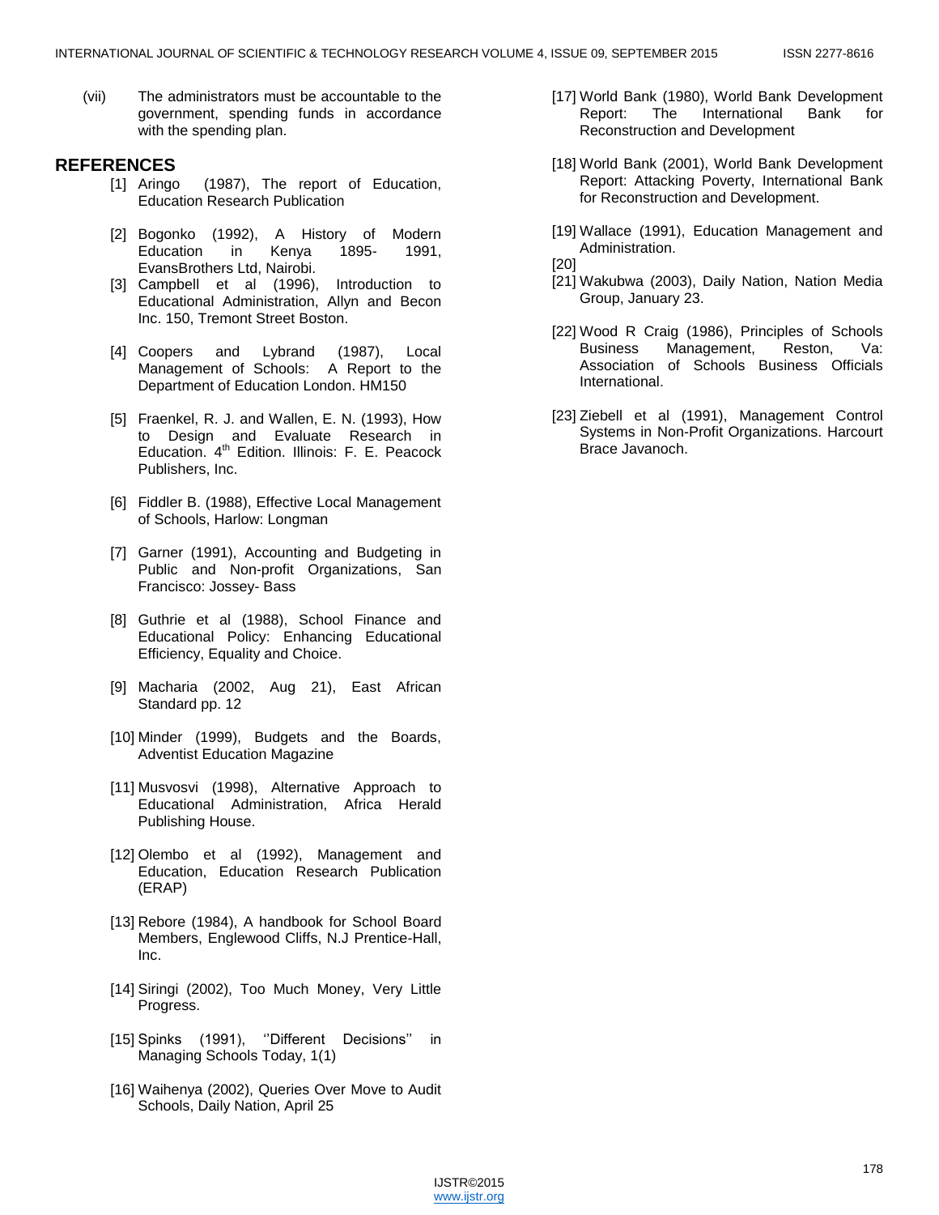(vii) The administrators must be accountable to the government, spending funds in accordance with the spending plan.

## REFERENCES

[1] Aringo (1987), The report of Education, Education Research Publication

[2] Bogonko (1992), A History of Modern Education in Kenya 1895- 1991, EvansBrothers Ltd, Nairobi.

[3] Campbell et al (1996), Introduction to Educational Administration, Allyn and Becon Inc. 150, Tremont Street Boston.

[4] Coopers and Lybrand (1987), Local Management of Schools: A Report to the Department of Education London. HM150

[5] Fraenkel, R. J. and Wallen, E. N. (1993), How to Design and Evaluate Research in Education. 4th Edition. Illinois: F. E. Peacock Publishers, Inc.

[6] Fiddler B. (1988), Effective Local Management of Schools, Harlow: Longman

[7] Garner (1991), Accounting and Budgeting in Public and Non-profit Organizations, San Francisco: Jossey- Bass

[8] Guthrie et al (1988), School Finance and Educational Policy: Enhancing Educational Efficiency, Equality and Choice.

[9] Macharia (2002, Aug 21), East African Standard pp. 12

[10] Minder (1999), Budgets and the Boards, Adventist Education Magazine

[11] Musvosvi (1998), Alternative Approach to Educational Administration, Africa Herald Publishing House.

[12] Olembo et al (1992), Management and Education, Education Research Publication (ERAP)

[13] Rebore (1984), A handbook for School Board Members, Englewood Cliffs, N.J Prentice-Hall, Inc.

[14] Siringi (2002), Too Much Money, Very Little Progress.

[15] Spinks (1991), ''Different Decisions'' in Managing Schools Today, 1(1)

[16] Waihenya (2002), Queries Over Move to Audit Schools, Daily Nation, April 25

[17] World Bank (1980), World Bank Development Report: The International Bank for Reconstruction and Development

[18] World Bank (2001), World Bank Development Report: Attacking Poverty, International Bank for Reconstruction and Development.

[19] Wallace (1991), Education Management and Administration.

[20]

[21] Wakubwa (2003), Daily Nation, Nation Media Group, January 23.

[22] Wood R Craig (1986), Principles of Schools Business Management, Reston, Va: Association of Schools Business Officials International.

[23] Ziebell et al (1991), Management Control Systems in Non-Profit Organizations. Harcourt Brace Javanoch.